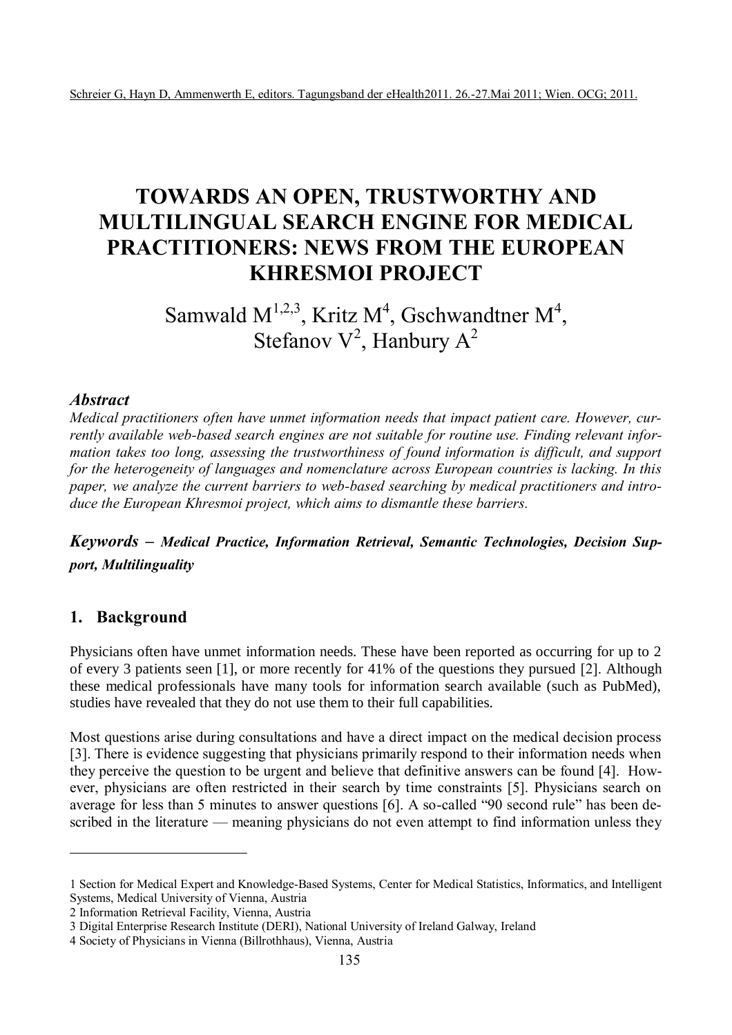Schreier G, Hayn D, Ammenwerth E, editors. Tagungsband der eHealth2011. 26.-27.Mai 2011; Wien. OCG; 2011.

# TOWARDS AN OPEN, TRUSTWORTHY AND MULTILINGUAL SEARCH ENGINE FOR MEDICAL PRACTITIONERS: NEWS FROM THE EUROPEAN KHRESMOI PROJECT

Samwald M[1,2,3], Kritz M[4], Gschwandtner M[4], Stefanov V[2], Hanbury A[2]

### *Abstract*

*Medical practitioners often have unmet information needs that impact patient care. However, currently available web-based search engines are not suitable for routine use. Finding relevant information takes too long, assessing the trustworthiness of found information is difficult, and support for the heterogeneity of languages and nomenclature across European countries is lacking. In this paper, we analyze the current barriers to web-based searching by medical practitioners and introduce the European Khresmoi project, which aims to dismantle these barriers.*

***Keywords*** ***– Medical Practice, Information Retrieval, Semantic Technologies, Decision Support, Multilinguality***

## 1. Background

Physicians often have unmet information needs. These have been reported as occurring for up to 2 of every 3 patients seen [1], or more recently for 41% of the questions they pursued [2]. Although these medical professionals have many tools for information search available (such as PubMed), studies have revealed that they do not use them to their full capabilities.

Most questions arise during consultations and have a direct impact on the medical decision process [3]. There is evidence suggesting that physicians primarily respond to their information needs when they perceive the question to be urgent and believe that definitive answers can be found [4]. However, physicians are often restricted in their search by time constraints [5]. Physicians search on average for less than 5 minutes to answer questions [6]. A so-called "90 second rule" has been described in the literature — meaning physicians do not even attempt to find information unless they

---

1 Section for Medical Expert and Knowledge-Based Systems, Center for Medical Statistics, Informatics, and Intelligent Systems, Medical University of Vienna, Austria

2 Information Retrieval Facility, Vienna, Austria

3 Digital Enterprise Research Institute (DERI), National University of Ireland Galway, Ireland

4 Society of Physicians in Vienna (Billrothhaus), Vienna, Austria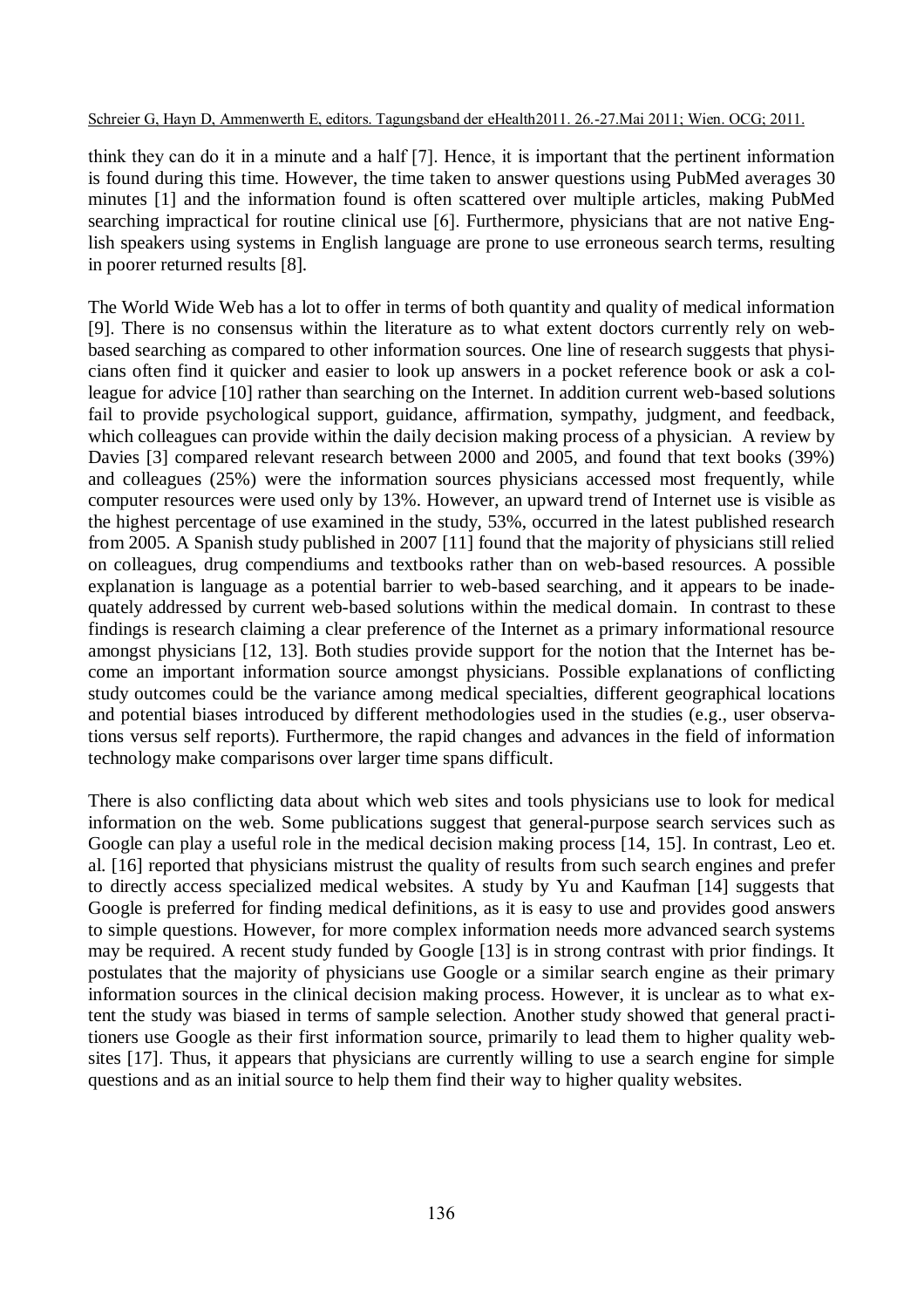think they can do it in a minute and a half [7]. Hence, it is important that the pertinent information is found during this time. However, the time taken to answer questions using PubMed averages 30 minutes [1] and the information found is often scattered over multiple articles, making PubMed searching impractical for routine clinical use [6]. Furthermore, physicians that are not native English speakers using systems in English language are prone to use erroneous search terms, resulting in poorer returned results [8].

The World Wide Web has a lot to offer in terms of both quantity and quality of medical information [9]. There is no consensus within the literature as to what extent doctors currently rely on web-based searching as compared to other information sources. One line of research suggests that physicians often find it quicker and easier to look up answers in a pocket reference book or ask a colleague for advice [10] rather than searching on the Internet. In addition current web-based solutions fail to provide psychological support, guidance, affirmation, sympathy, judgment, and feedback, which colleagues can provide within the daily decision making process of a physician. A review by Davies [3] compared relevant research between 2000 and 2005, and found that text books (39%) and colleagues (25%) were the information sources physicians accessed most frequently, while computer resources were used only by 13%. However, an upward trend of Internet use is visible as the highest percentage of use examined in the study, 53%, occurred in the latest published research from 2005. A Spanish study published in 2007 [11] found that the majority of physicians still relied on colleagues, drug compendiums and textbooks rather than on web-based resources. A possible explanation is language as a potential barrier to web-based searching, and it appears to be inadequately addressed by current web-based solutions within the medical domain. In contrast to these findings is research claiming a clear preference of the Internet as a primary informational resource amongst physicians [12, 13]. Both studies provide support for the notion that the Internet has become an important information source amongst physicians. Possible explanations of conflicting study outcomes could be the variance among medical specialties, different geographical locations and potential biases introduced by different methodologies used in the studies (e.g., user observations versus self reports). Furthermore, the rapid changes and advances in the field of information technology make comparisons over larger time spans difficult.

There is also conflicting data about which web sites and tools physicians use to look for medical information on the web. Some publications suggest that general-purpose search services such as Google can play a useful role in the medical decision making process [14, 15]. In contrast, Leo et. al. [16] reported that physicians mistrust the quality of results from such search engines and prefer to directly access specialized medical websites. A study by Yu and Kaufman [14] suggests that Google is preferred for finding medical definitions, as it is easy to use and provides good answers to simple questions. However, for more complex information needs more advanced search systems may be required. A recent study funded by Google [13] is in strong contrast with prior findings. It postulates that the majority of physicians use Google or a similar search engine as their primary information sources in the clinical decision making process. However, it is unclear as to what extent the study was biased in terms of sample selection. Another study showed that general practitioners use Google as their first information source, primarily to lead them to higher quality websites [17]. Thus, it appears that physicians are currently willing to use a search engine for simple questions and as an initial source to help them find their way to higher quality websites.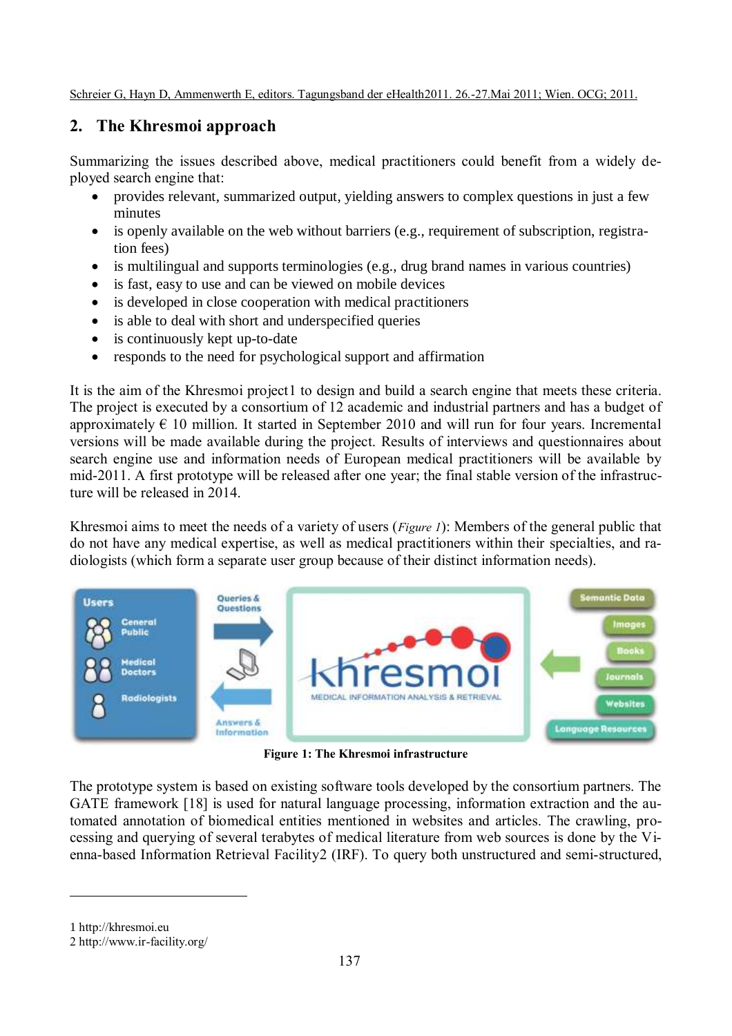## 2. The Khresmoi approach

Summarizing the issues described above, medical practitioners could benefit from a widely deployed search engine that:

- provides relevant, summarized output, yielding answers to complex questions in just a few minutes
- is openly available on the web without barriers (e.g., requirement of subscription, registration fees)
- is multilingual and supports terminologies (e.g., drug brand names in various countries)
- is fast, easy to use and can be viewed on mobile devices
- is developed in close cooperation with medical practitioners
- is able to deal with short and underspecified queries
- is continuously kept up-to-date
- responds to the need for psychological support and affirmation

It is the aim of the Khresmoi project[1] to design and build a search engine that meets these criteria. The project is executed by a consortium of 12 academic and industrial partners and has a budget of approximately € 10 million. It started in September 2010 and will run for four years. Incremental versions will be made available during the project. Results of interviews and questionnaires about search engine use and information needs of European medical practitioners will be available by mid-2011. A first prototype will be released after one year; the final stable version of the infrastructure will be released in 2014.

Khresmoi aims to meet the needs of a variety of users (*Figure 1*): Members of the general public that do not have any medical expertise, as well as medical practitioners within their specialties, and radiologists (which form a separate user group because of their distinct information needs).

**Figure 1: The Khresmoi infrastructure**

The prototype system is based on existing software tools developed by the consortium partners. The GATE framework [18] is used for natural language processing, information extraction and the automated annotation of biomedical entities mentioned in websites and articles. The crawling, processing and querying of several terabytes of medical literature from web sources is done by the Vienna-based Information Retrieval Facility[2] (IRF). To query both unstructured and semi-structured,

---

1 http://khresmoi.eu

2 http://www.ir-facility.org/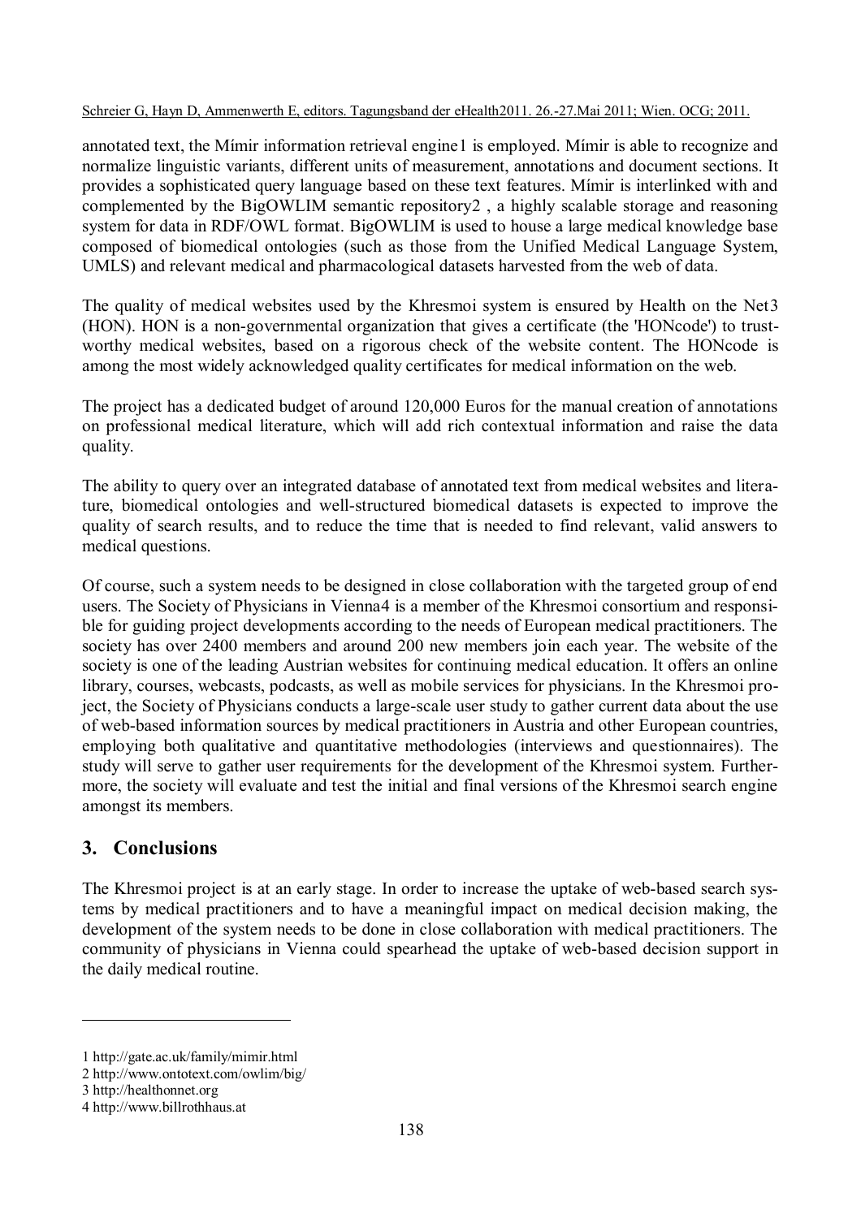annotated text, the Mímir information retrieval engine[1] is employed. Mímir is able to recognize and normalize linguistic variants, different units of measurement, annotations and document sections. It provides a sophisticated query language based on these text features. Mímir is interlinked with and complemented by the BigOWLIM semantic repository[2] , a highly scalable storage and reasoning system for data in RDF/OWL format. BigOWLIM is used to house a large medical knowledge base composed of biomedical ontologies (such as those from the Unified Medical Language System, UMLS) and relevant medical and pharmacological datasets harvested from the web of data.

The quality of medical websites used by the Khresmoi system is ensured by Health on the Net[3] (HON). HON is a non-governmental organization that gives a certificate (the 'HONcode') to trustworthy medical websites, based on a rigorous check of the website content. The HONcode is among the most widely acknowledged quality certificates for medical information on the web.

The project has a dedicated budget of around 120,000 Euros for the manual creation of annotations on professional medical literature, which will add rich contextual information and raise the data quality.

The ability to query over an integrated database of annotated text from medical websites and literature, biomedical ontologies and well-structured biomedical datasets is expected to improve the quality of search results, and to reduce the time that is needed to find relevant, valid answers to medical questions.

Of course, such a system needs to be designed in close collaboration with the targeted group of end users. The Society of Physicians in Vienna[4] is a member of the Khresmoi consortium and responsible for guiding project developments according to the needs of European medical practitioners. The society has over 2400 members and around 200 new members join each year. The website of the society is one of the leading Austrian websites for continuing medical education. It offers an online library, courses, webcasts, podcasts, as well as mobile services for physicians. In the Khresmoi project, the Society of Physicians conducts a large-scale user study to gather current data about the use of web-based information sources by medical practitioners in Austria and other European countries, employing both qualitative and quantitative methodologies (interviews and questionnaires). The study will serve to gather user requirements for the development of the Khresmoi system. Furthermore, the society will evaluate and test the initial and final versions of the Khresmoi search engine amongst its members.

## 3. Conclusions

The Khresmoi project is at an early stage. In order to increase the uptake of web-based search systems by medical practitioners and to have a meaningful impact on medical decision making, the development of the system needs to be done in close collaboration with medical practitioners. The community of physicians in Vienna could spearhead the uptake of web-based decision support in the daily medical routine.

---

1 http://gate.ac.uk/family/mimir.html

2 http://www.ontotext.com/owlim/big/

3 http://healthonnet.org

4 http://www.billrothhaus.at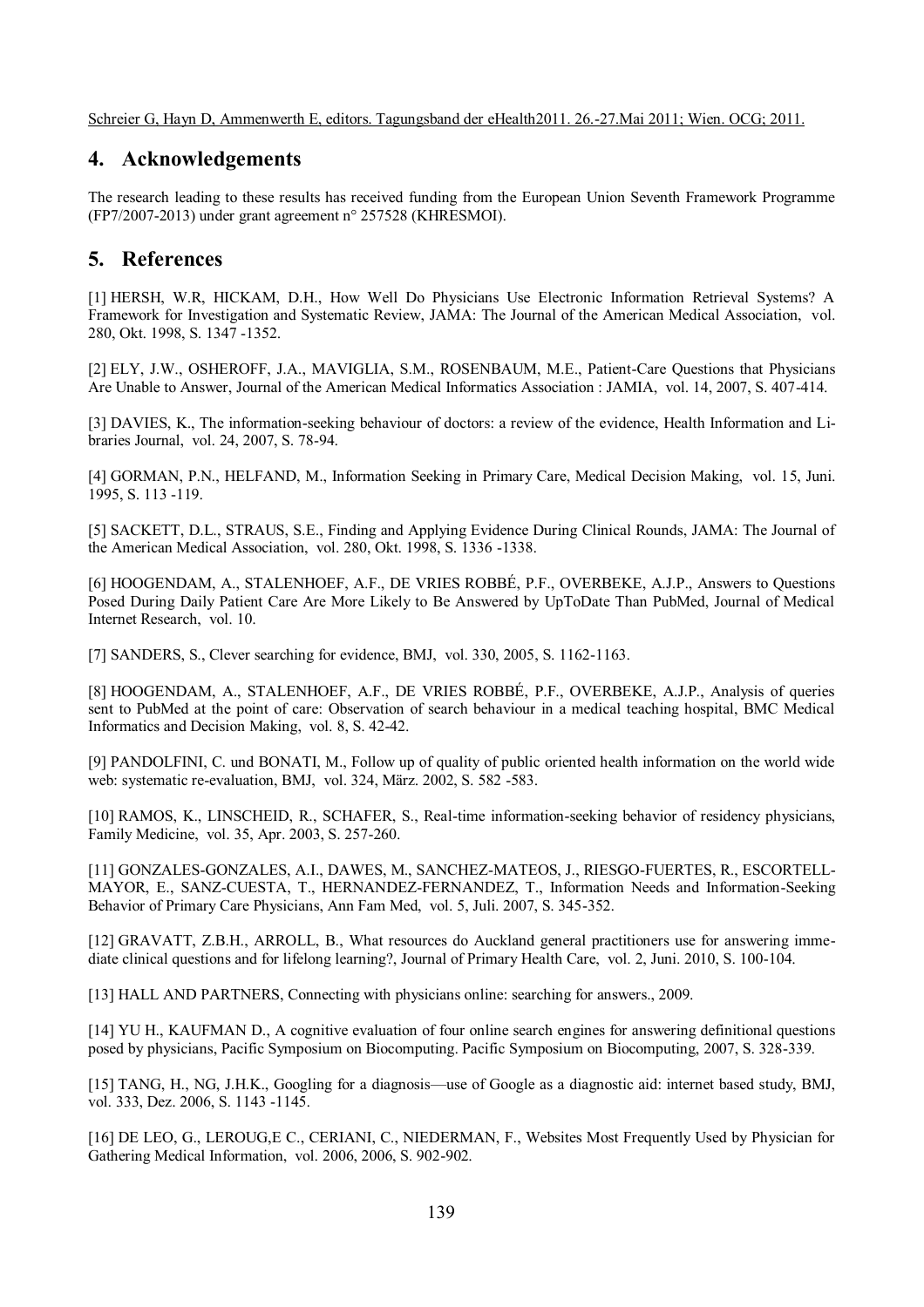Schreier G, Hayn D, Ammenwerth E, editors. Tagungsband der eHealth2011. 26.-27.Mai 2011; Wien. OCG; 2011.

## 4. Acknowledgements

The research leading to these results has received funding from the European Union Seventh Framework Programme (FP7/2007-2013) under grant agreement n° 257528 (KHRESMOI).

## 5. References

[1] HERSH, W.R, HICKAM, D.H., How Well Do Physicians Use Electronic Information Retrieval Systems? A Framework for Investigation and Systematic Review, JAMA: The Journal of the American Medical Association, vol. 280, Okt. 1998, S. 1347 -1352.

[2] ELY, J.W., OSHEROFF, J.A., MAVIGLIA, S.M., ROSENBAUM, M.E., Patient-Care Questions that Physicians Are Unable to Answer, Journal of the American Medical Informatics Association : JAMIA, vol. 14, 2007, S. 407-414.

[3] DAVIES, K., The information-seeking behaviour of doctors: a review of the evidence, Health Information and Libraries Journal, vol. 24, 2007, S. 78-94.

[4] GORMAN, P.N., HELFAND, M., Information Seeking in Primary Care, Medical Decision Making, vol. 15, Juni. 1995, S. 113 -119.

[5] SACKETT, D.L., STRAUS, S.E., Finding and Applying Evidence During Clinical Rounds, JAMA: The Journal of the American Medical Association, vol. 280, Okt. 1998, S. 1336 -1338.

[6] HOOGENDAM, A., STALENHOEF, A.F., DE VRIES ROBBÉ, P.F., OVERBEKE, A.J.P., Answers to Questions Posed During Daily Patient Care Are More Likely to Be Answered by UpToDate Than PubMed, Journal of Medical Internet Research, vol. 10.

[7] SANDERS, S., Clever searching for evidence, BMJ, vol. 330, 2005, S. 1162-1163.

[8] HOOGENDAM, A., STALENHOEF, A.F., DE VRIES ROBBÉ, P.F., OVERBEKE, A.J.P., Analysis of queries sent to PubMed at the point of care: Observation of search behaviour in a medical teaching hospital, BMC Medical Informatics and Decision Making, vol. 8, S. 42-42.

[9] PANDOLFINI, C. und BONATI, M., Follow up of quality of public oriented health information on the world wide web: systematic re-evaluation, BMJ, vol. 324, März. 2002, S. 582 -583.

[10] RAMOS, K., LINSCHEID, R., SCHAFER, S., Real-time information-seeking behavior of residency physicians, Family Medicine, vol. 35, Apr. 2003, S. 257-260.

[11] GONZALES-GONZALES, A.I., DAWES, M., SANCHEZ-MATEOS, J., RIESGO-FUERTES, R., ESCORTELL-MAYOR, E., SANZ-CUESTA, T., HERNANDEZ-FERNANDEZ, T., Information Needs and Information-Seeking Behavior of Primary Care Physicians, Ann Fam Med, vol. 5, Juli. 2007, S. 345-352.

[12] GRAVATT, Z.B.H., ARROLL, B., What resources do Auckland general practitioners use for answering immediate clinical questions and for lifelong learning?, Journal of Primary Health Care, vol. 2, Juni. 2010, S. 100-104.

[13] HALL AND PARTNERS, Connecting with physicians online: searching for answers., 2009.

[14] YU H., KAUFMAN D., A cognitive evaluation of four online search engines for answering definitional questions posed by physicians, Pacific Symposium on Biocomputing. Pacific Symposium on Biocomputing, 2007, S. 328-339.

[15] TANG, H., NG, J.H.K., Googling for a diagnosis—use of Google as a diagnostic aid: internet based study, BMJ, vol. 333, Dez. 2006, S. 1143 -1145.

[16] DE LEO, G., LEROUG,E C., CERIANI, C., NIEDERMAN, F., Websites Most Frequently Used by Physician for Gathering Medical Information, vol. 2006, 2006, S. 902-902.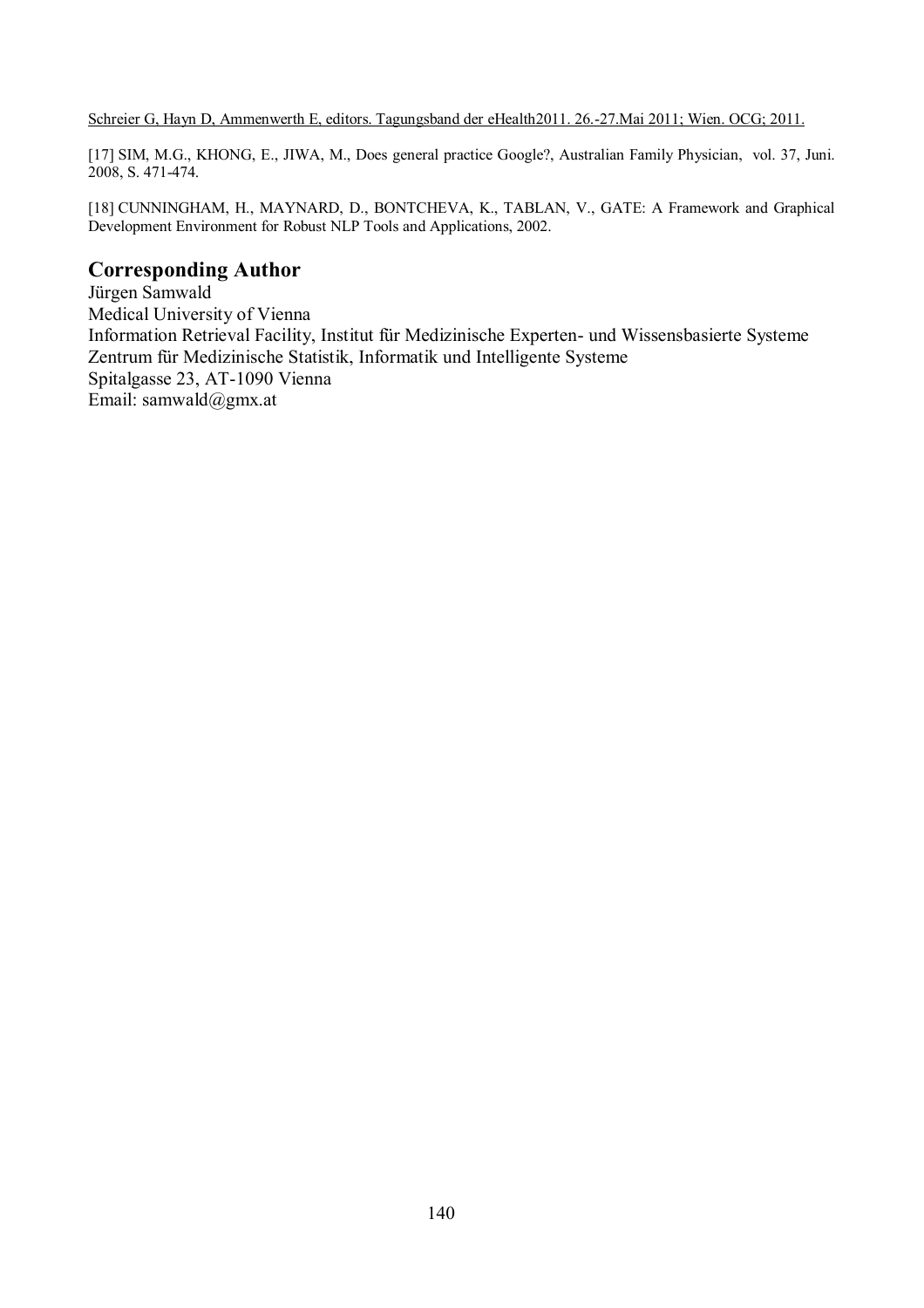Schreier G, Hayn D, Ammenwerth E, editors. Tagungsband der eHealth2011. 26.-27.Mai 2011; Wien. OCG; 2011.

[17] SIM, M.G., KHONG, E., JIWA, M., Does general practice Google?, Australian Family Physician, vol. 37, Juni. 2008, S. 471-474.

[18] CUNNINGHAM, H., MAYNARD, D., BONTCHEVA, K., TABLAN, V., GATE: A Framework and Graphical Development Environment for Robust NLP Tools and Applications, 2002.

## Corresponding Author

Jürgen Samwald
Medical University of Vienna
Information Retrieval Facility, Institut für Medizinische Experten- und Wissensbasierte Systeme
Zentrum für Medizinische Statistik, Informatik und Intelligente Systeme
Spitalgasse 23, AT-1090 Vienna
Email: samwald@gmx.at